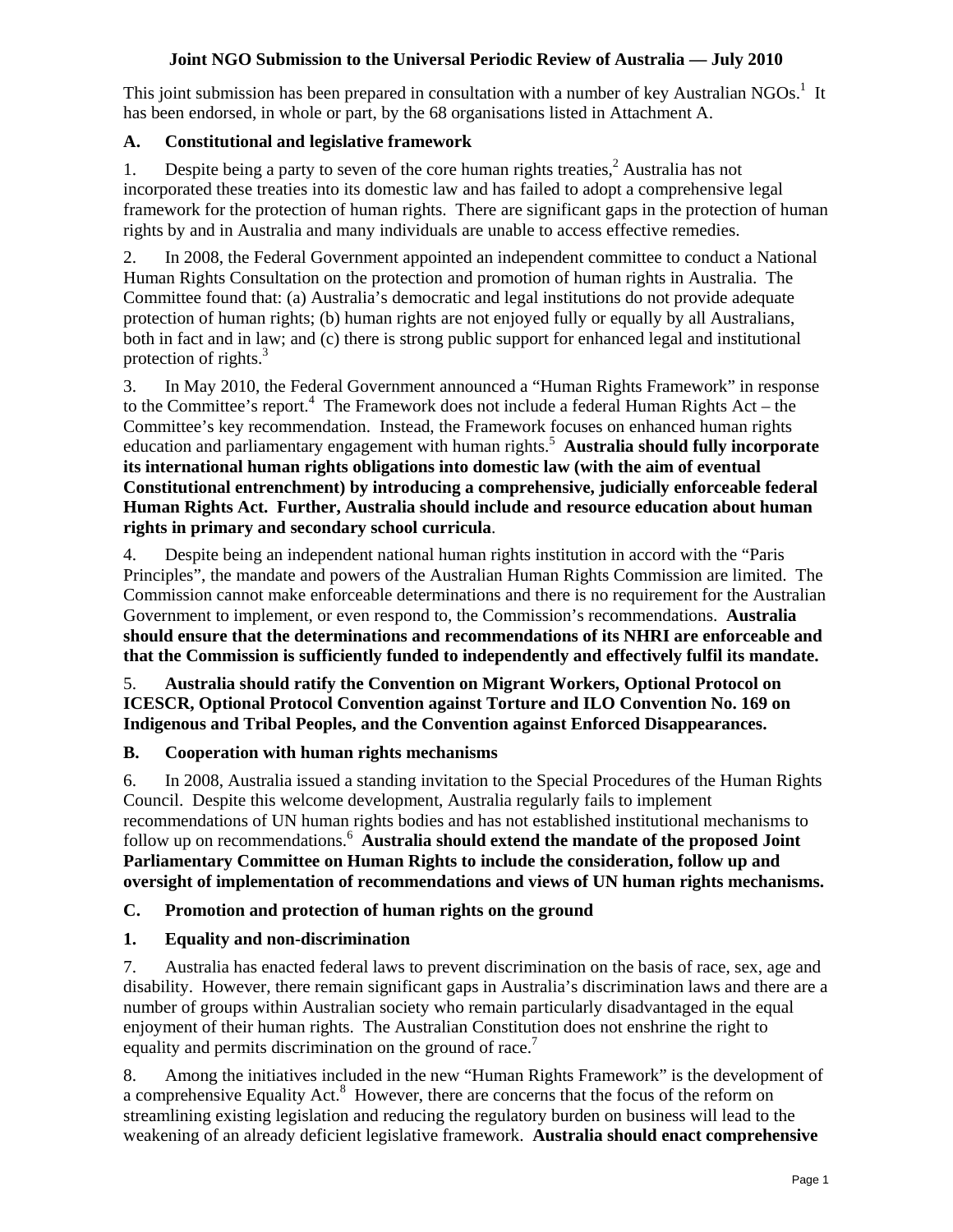# Joint NGO Submission to the Universal Periodic Review of Australia — July 2010

This joint submission has been prepared in consultation with a number of key Australian NGOs.[1] It has been endorsed, in whole or part, by the 68 organisations listed in Attachment A.

## A. Constitutional and legislative framework

1. Despite being a party to seven of the core human rights treaties,[2] Australia has not incorporated these treaties into its domestic law and has failed to adopt a comprehensive legal framework for the protection of human rights. There are significant gaps in the protection of human rights by and in Australia and many individuals are unable to access effective remedies.

2. In 2008, the Federal Government appointed an independent committee to conduct a National Human Rights Consultation on the protection and promotion of human rights in Australia. The Committee found that: (a) Australia's democratic and legal institutions do not provide adequate protection of human rights; (b) human rights are not enjoyed fully or equally by all Australians, both in fact and in law; and (c) there is strong public support for enhanced legal and institutional protection of rights.[3]

3. In May 2010, the Federal Government announced a "Human Rights Framework" in response to the Committee's report.[4] The Framework does not include a federal Human Rights Act – the Committee's key recommendation. Instead, the Framework focuses on enhanced human rights education and parliamentary engagement with human rights.[5] **Australia should fully incorporate its international human rights obligations into domestic law (with the aim of eventual Constitutional entrenchment) by introducing a comprehensive, judicially enforceable federal Human Rights Act. Further, Australia should include and resource education about human rights in primary and secondary school curricula**.

4. Despite being an independent national human rights institution in accord with the "Paris Principles", the mandate and powers of the Australian Human Rights Commission are limited. The Commission cannot make enforceable determinations and there is no requirement for the Australian Government to implement, or even respond to, the Commission's recommendations. **Australia should ensure that the determinations and recommendations of its NHRI are enforceable and that the Commission is sufficiently funded to independently and effectively fulfil its mandate.**

5. **Australia should ratify the Convention on Migrant Workers, Optional Protocol on ICESCR, Optional Protocol Convention against Torture and ILO Convention No. 169 on Indigenous and Tribal Peoples, and the Convention against Enforced Disappearances.**

## B. Cooperation with human rights mechanisms

6. In 2008, Australia issued a standing invitation to the Special Procedures of the Human Rights Council. Despite this welcome development, Australia regularly fails to implement recommendations of UN human rights bodies and has not established institutional mechanisms to follow up on recommendations.[6] **Australia should extend the mandate of the proposed Joint Parliamentary Committee on Human Rights to include the consideration, follow up and oversight of implementation of recommendations and views of UN human rights mechanisms.**

## C. Promotion and protection of human rights on the ground

### 1. Equality and non-discrimination

7. Australia has enacted federal laws to prevent discrimination on the basis of race, sex, age and disability. However, there remain significant gaps in Australia's discrimination laws and there are a number of groups within Australian society who remain particularly disadvantaged in the equal enjoyment of their human rights. The Australian Constitution does not enshrine the right to equality and permits discrimination on the ground of race.[7]

8. Among the initiatives included in the new "Human Rights Framework" is the development of a comprehensive Equality Act.[8] However, there are concerns that the focus of the reform on streamlining existing legislation and reducing the regulatory burden on business will lead to the weakening of an already deficient legislative framework. **Australia should enact comprehensive**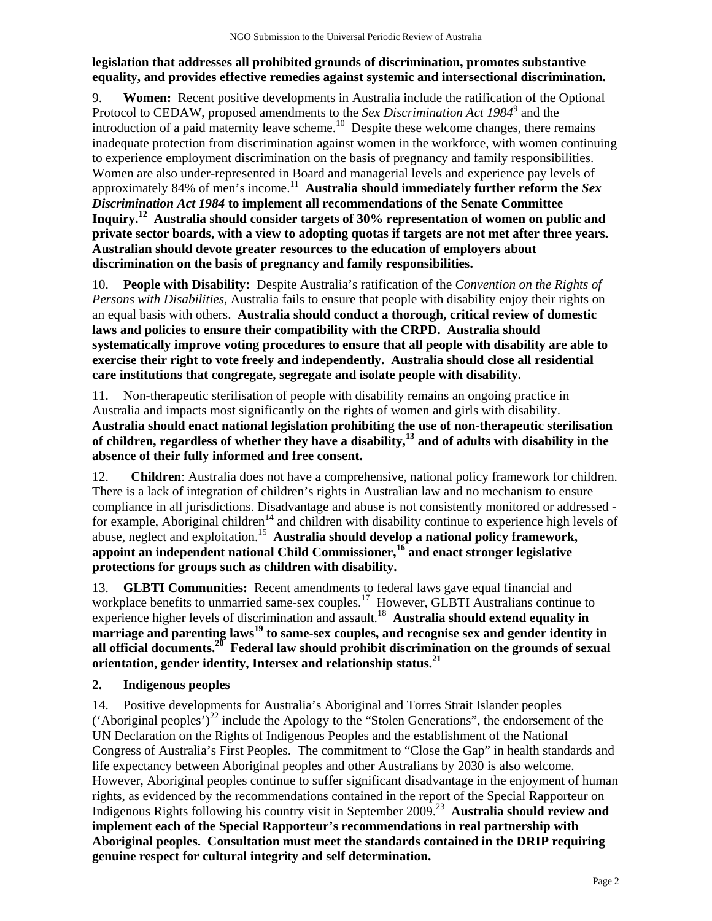**legislation that addresses all prohibited grounds of discrimination, promotes substantive equality, and provides effective remedies against systemic and intersectional discrimination.**

9. **Women:** Recent positive developments in Australia include the ratification of the Optional Protocol to CEDAW, proposed amendments to the *Sex Discrimination Act 1984*[9] and the introduction of a paid maternity leave scheme.[10] Despite these welcome changes, there remains inadequate protection from discrimination against women in the workforce, with women continuing to experience employment discrimination on the basis of pregnancy and family responsibilities. Women are also under-represented in Board and managerial levels and experience pay levels of approximately 84% of men's income.[11] **Australia should immediately further reform the *Sex Discrimination Act 1984* to implement all recommendations of the Senate Committee Inquiry.[12] Australia should consider targets of 30% representation of women on public and private sector boards, with a view to adopting quotas if targets are not met after three years. Australian should devote greater resources to the education of employers about discrimination on the basis of pregnancy and family responsibilities.**

10. **People with Disability:** Despite Australia's ratification of the *Convention on the Rights of Persons with Disabilities*, Australia fails to ensure that people with disability enjoy their rights on an equal basis with others. **Australia should conduct a thorough, critical review of domestic laws and policies to ensure their compatibility with the CRPD. Australia should systematically improve voting procedures to ensure that all people with disability are able to exercise their right to vote freely and independently. Australia should close all residential care institutions that congregate, segregate and isolate people with disability.**

11. Non-therapeutic sterilisation of people with disability remains an ongoing practice in Australia and impacts most significantly on the rights of women and girls with disability. **Australia should enact national legislation prohibiting the use of non-therapeutic sterilisation of children, regardless of whether they have a disability,[13] and of adults with disability in the absence of their fully informed and free consent.**

12. **Children**: Australia does not have a comprehensive, national policy framework for children. There is a lack of integration of children's rights in Australian law and no mechanism to ensure compliance in all jurisdictions. Disadvantage and abuse is not consistently monitored or addressed - for example, Aboriginal children[14] and children with disability continue to experience high levels of abuse, neglect and exploitation.[15] **Australia should develop a national policy framework, appoint an independent national Child Commissioner,[16] and enact stronger legislative protections for groups such as children with disability.**

13. **GLBTI Communities:** Recent amendments to federal laws gave equal financial and workplace benefits to unmarried same-sex couples.[17] However, GLBTI Australians continue to experience higher levels of discrimination and assault.[18] **Australia should extend equality in marriage and parenting laws[19] to same-sex couples, and recognise sex and gender identity in all official documents.[20] Federal law should prohibit discrimination on the grounds of sexual orientation, gender identity, Intersex and relationship status.[21]**

## 2. Indigenous peoples

14. Positive developments for Australia's Aboriginal and Torres Strait Islander peoples ('Aboriginal peoples')[22] include the Apology to the "Stolen Generations", the endorsement of the UN Declaration on the Rights of Indigenous Peoples and the establishment of the National Congress of Australia's First Peoples. The commitment to "Close the Gap" in health standards and life expectancy between Aboriginal peoples and other Australians by 2030 is also welcome. However, Aboriginal peoples continue to suffer significant disadvantage in the enjoyment of human rights, as evidenced by the recommendations contained in the report of the Special Rapporteur on Indigenous Rights following his country visit in September 2009.[23] **Australia should review and implement each of the Special Rapporteur's recommendations in real partnership with Aboriginal peoples. Consultation must meet the standards contained in the DRIP requiring genuine respect for cultural integrity and self determination.**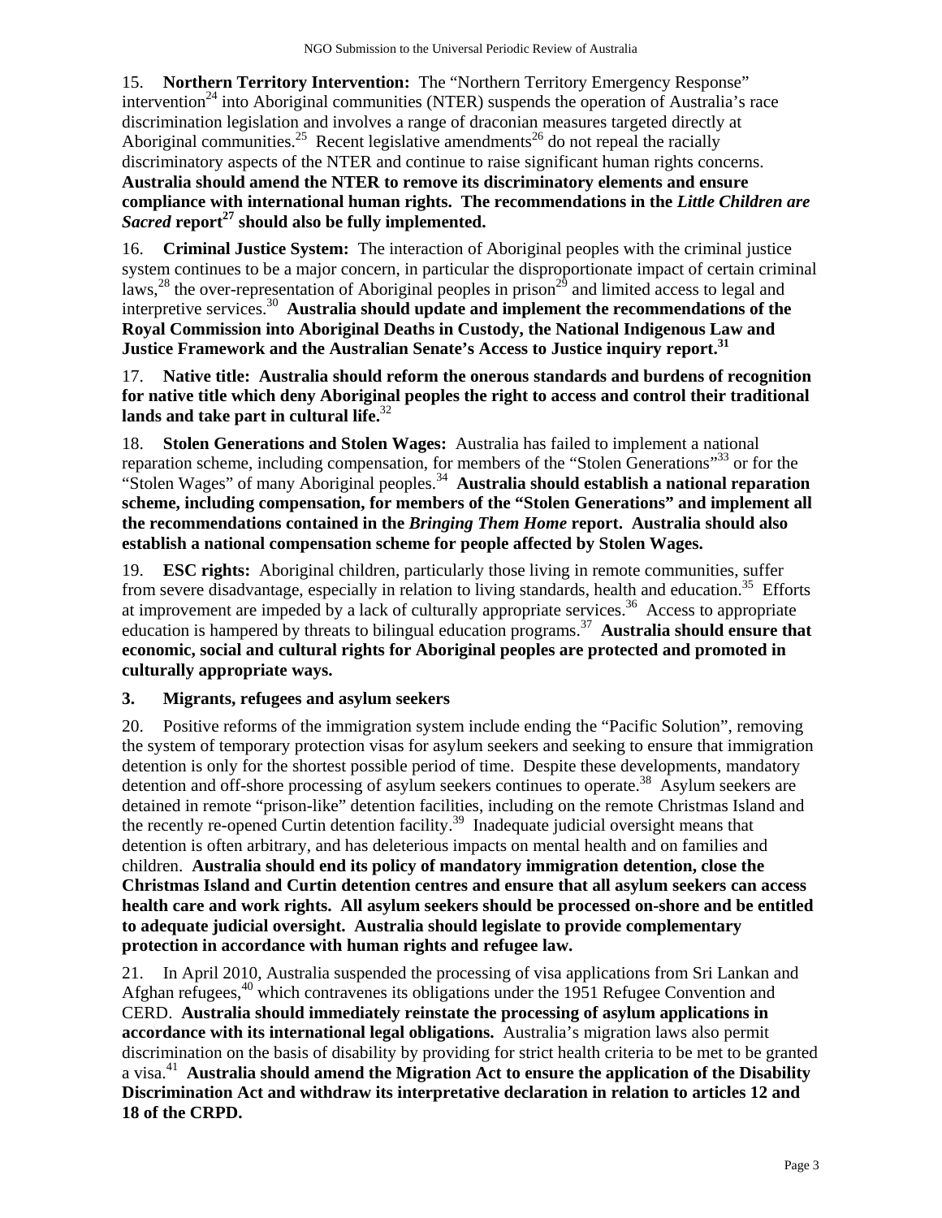15. **Northern Territory Intervention:** The "Northern Territory Emergency Response" intervention[24] into Aboriginal communities (NTER) suspends the operation of Australia's race discrimination legislation and involves a range of draconian measures targeted directly at Aboriginal communities.[25] Recent legislative amendments[26] do not repeal the racially discriminatory aspects of the NTER and continue to raise significant human rights concerns. **Australia should amend the NTER to remove its discriminatory elements and ensure compliance with international human rights. The recommendations in the *Little Children are Sacred* report[27] should also be fully implemented.**

16. **Criminal Justice System:** The interaction of Aboriginal peoples with the criminal justice system continues to be a major concern, in particular the disproportionate impact of certain criminal laws,[28] the over-representation of Aboriginal peoples in prison[29] and limited access to legal and interpretive services.[30] **Australia should update and implement the recommendations of the Royal Commission into Aboriginal Deaths in Custody, the National Indigenous Law and Justice Framework and the Australian Senate's Access to Justice inquiry report.[31]**

17. **Native title: Australia should reform the onerous standards and burdens of recognition for native title which deny Aboriginal peoples the right to access and control their traditional lands and take part in cultural life.**[32]

18. **Stolen Generations and Stolen Wages:** Australia has failed to implement a national reparation scheme, including compensation, for members of the "Stolen Generations"[33] or for the "Stolen Wages" of many Aboriginal peoples.[34] **Australia should establish a national reparation scheme, including compensation, for members of the "Stolen Generations" and implement all the recommendations contained in the *Bringing Them Home* report. Australia should also establish a national compensation scheme for people affected by Stolen Wages.**

19. **ESC rights:** Aboriginal children, particularly those living in remote communities, suffer from severe disadvantage, especially in relation to living standards, health and education.[35] Efforts at improvement are impeded by a lack of culturally appropriate services.[36] Access to appropriate education is hampered by threats to bilingual education programs.[37] **Australia should ensure that economic, social and cultural rights for Aboriginal peoples are protected and promoted in culturally appropriate ways.**

### 3. Migrants, refugees and asylum seekers

20. Positive reforms of the immigration system include ending the "Pacific Solution", removing the system of temporary protection visas for asylum seekers and seeking to ensure that immigration detention is only for the shortest possible period of time. Despite these developments, mandatory detention and off-shore processing of asylum seekers continues to operate.[38] Asylum seekers are detained in remote "prison-like" detention facilities, including on the remote Christmas Island and the recently re-opened Curtin detention facility.[39] Inadequate judicial oversight means that detention is often arbitrary, and has deleterious impacts on mental health and on families and children. **Australia should end its policy of mandatory immigration detention, close the Christmas Island and Curtin detention centres and ensure that all asylum seekers can access health care and work rights. All asylum seekers should be processed on-shore and be entitled to adequate judicial oversight. Australia should legislate to provide complementary protection in accordance with human rights and refugee law.**

21. In April 2010, Australia suspended the processing of visa applications from Sri Lankan and Afghan refugees,[40] which contravenes its obligations under the 1951 Refugee Convention and CERD. **Australia should immediately reinstate the processing of asylum applications in accordance with its international legal obligations.** Australia's migration laws also permit discrimination on the basis of disability by providing for strict health criteria to be met to be granted a visa.[41] **Australia should amend the Migration Act to ensure the application of the Disability Discrimination Act and withdraw its interpretative declaration in relation to articles 12 and 18 of the CRPD.**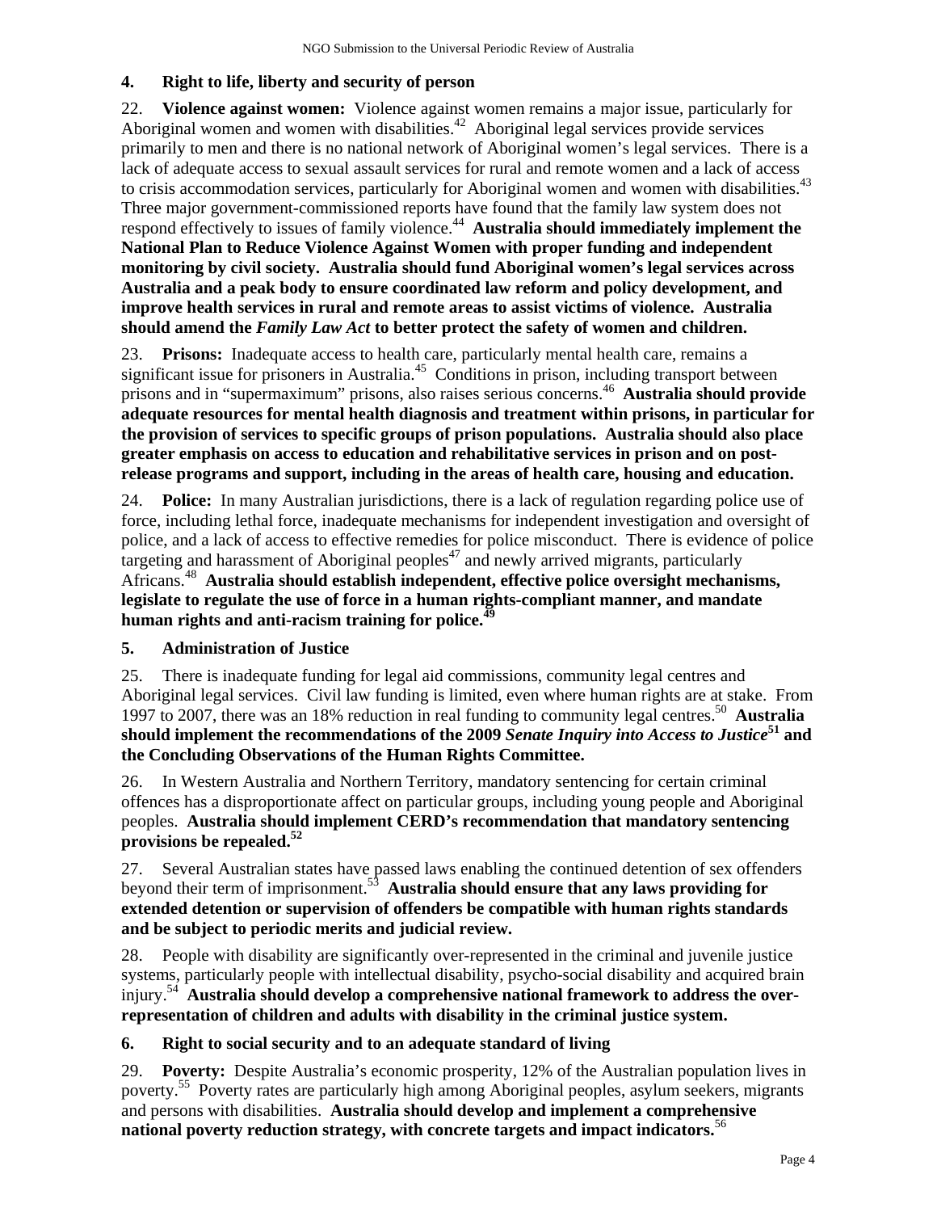## 4. Right to life, liberty and security of person

22. **Violence against women:** Violence against women remains a major issue, particularly for Aboriginal women and women with disabilities.[42] Aboriginal legal services provide services primarily to men and there is no national network of Aboriginal women's legal services. There is a lack of adequate access to sexual assault services for rural and remote women and a lack of access to crisis accommodation services, particularly for Aboriginal women and women with disabilities.[43] Three major government-commissioned reports have found that the family law system does not respond effectively to issues of family violence.[44] **Australia should immediately implement the National Plan to Reduce Violence Against Women with proper funding and independent monitoring by civil society. Australia should fund Aboriginal women's legal services across Australia and a peak body to ensure coordinated law reform and policy development, and improve health services in rural and remote areas to assist victims of violence. Australia should amend the *Family Law Act* to better protect the safety of women and children.**

23. **Prisons:** Inadequate access to health care, particularly mental health care, remains a significant issue for prisoners in Australia.[45] Conditions in prison, including transport between prisons and in "supermaximum" prisons, also raises serious concerns.[46] **Australia should provide adequate resources for mental health diagnosis and treatment within prisons, in particular for the provision of services to specific groups of prison populations. Australia should also place greater emphasis on access to education and rehabilitative services in prison and on post-release programs and support, including in the areas of health care, housing and education.**

24. **Police:** In many Australian jurisdictions, there is a lack of regulation regarding police use of force, including lethal force, inadequate mechanisms for independent investigation and oversight of police, and a lack of access to effective remedies for police misconduct. There is evidence of police targeting and harassment of Aboriginal peoples[47] and newly arrived migrants, particularly Africans.[48] **Australia should establish independent, effective police oversight mechanisms, legislate to regulate the use of force in a human rights-compliant manner, and mandate human rights and anti-racism training for police.[49]**

## 5. Administration of Justice

25. There is inadequate funding for legal aid commissions, community legal centres and Aboriginal legal services. Civil law funding is limited, even where human rights are at stake. From 1997 to 2007, there was an 18% reduction in real funding to community legal centres.[50] **Australia should implement the recommendations of the 2009 *Senate Inquiry into Access to Justice*[51] and the Concluding Observations of the Human Rights Committee.**

26. In Western Australia and Northern Territory, mandatory sentencing for certain criminal offences has a disproportionate affect on particular groups, including young people and Aboriginal peoples. **Australia should implement CERD's recommendation that mandatory sentencing provisions be repealed.[52]**

27. Several Australian states have passed laws enabling the continued detention of sex offenders beyond their term of imprisonment.[53] **Australia should ensure that any laws providing for extended detention or supervision of offenders be compatible with human rights standards and be subject to periodic merits and judicial review.**

28. People with disability are significantly over-represented in the criminal and juvenile justice systems, particularly people with intellectual disability, psycho-social disability and acquired brain injury.[54] **Australia should develop a comprehensive national framework to address the over-representation of children and adults with disability in the criminal justice system.**

## 6. Right to social security and to an adequate standard of living

29. **Poverty:** Despite Australia's economic prosperity, 12% of the Australian population lives in poverty.[55] Poverty rates are particularly high among Aboriginal peoples, asylum seekers, migrants and persons with disabilities. **Australia should develop and implement a comprehensive national poverty reduction strategy, with concrete targets and impact indicators.**[56]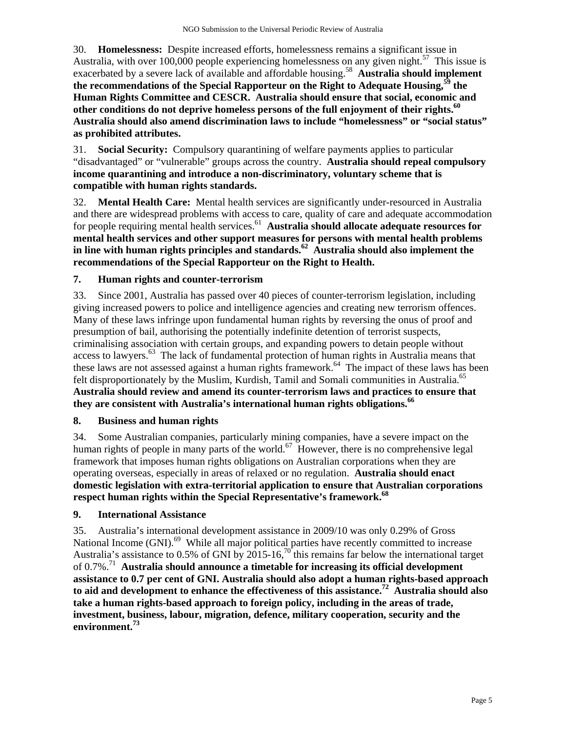30. **Homelessness:** Despite increased efforts, homelessness remains a significant issue in Australia, with over 100,000 people experiencing homelessness on any given night.[57] This issue is exacerbated by a severe lack of available and affordable housing.[58] **Australia should implement the recommendations of the Special Rapporteur on the Right to Adequate Housing,[59] the Human Rights Committee and CESCR. Australia should ensure that social, economic and other conditions do not deprive homeless persons of the full enjoyment of their rights.[60] Australia should also amend discrimination laws to include "homelessness" or "social status" as prohibited attributes.**

31. **Social Security:** Compulsory quarantining of welfare payments applies to particular "disadvantaged" or "vulnerable" groups across the country. **Australia should repeal compulsory income quarantining and introduce a non-discriminatory, voluntary scheme that is compatible with human rights standards.**

32. **Mental Health Care:** Mental health services are significantly under-resourced in Australia and there are widespread problems with access to care, quality of care and adequate accommodation for people requiring mental health services.[61] **Australia should allocate adequate resources for mental health services and other support measures for persons with mental health problems in line with human rights principles and standards.[62] Australia should also implement the recommendations of the Special Rapporteur on the Right to Health.**

## 7. Human rights and counter-terrorism

33. Since 2001, Australia has passed over 40 pieces of counter-terrorism legislation, including giving increased powers to police and intelligence agencies and creating new terrorism offences. Many of these laws infringe upon fundamental human rights by reversing the onus of proof and presumption of bail, authorising the potentially indefinite detention of terrorist suspects, criminalising association with certain groups, and expanding powers to detain people without access to lawyers.[63] The lack of fundamental protection of human rights in Australia means that these laws are not assessed against a human rights framework.[64] The impact of these laws has been felt disproportionately by the Muslim, Kurdish, Tamil and Somali communities in Australia.[65] **Australia should review and amend its counter-terrorism laws and practices to ensure that they are consistent with Australia's international human rights obligations.[66]**

## 8. Business and human rights

34. Some Australian companies, particularly mining companies, have a severe impact on the human rights of people in many parts of the world.[67] However, there is no comprehensive legal framework that imposes human rights obligations on Australian corporations when they are operating overseas, especially in areas of relaxed or no regulation. **Australia should enact domestic legislation with extra-territorial application to ensure that Australian corporations respect human rights within the Special Representative's framework.[68]**

## 9. International Assistance

35. Australia's international development assistance in 2009/10 was only 0.29% of Gross National Income (GNI).[69] While all major political parties have recently committed to increase Australia's assistance to 0.5% of GNI by 2015-16,[70] this remains far below the international target of 0.7%.[71] **Australia should announce a timetable for increasing its official development assistance to 0.7 per cent of GNI. Australia should also adopt a human rights-based approach to aid and development to enhance the effectiveness of this assistance.[72] Australia should also take a human rights-based approach to foreign policy, including in the areas of trade, investment, business, labour, migration, defence, military cooperation, security and the environment.[73]**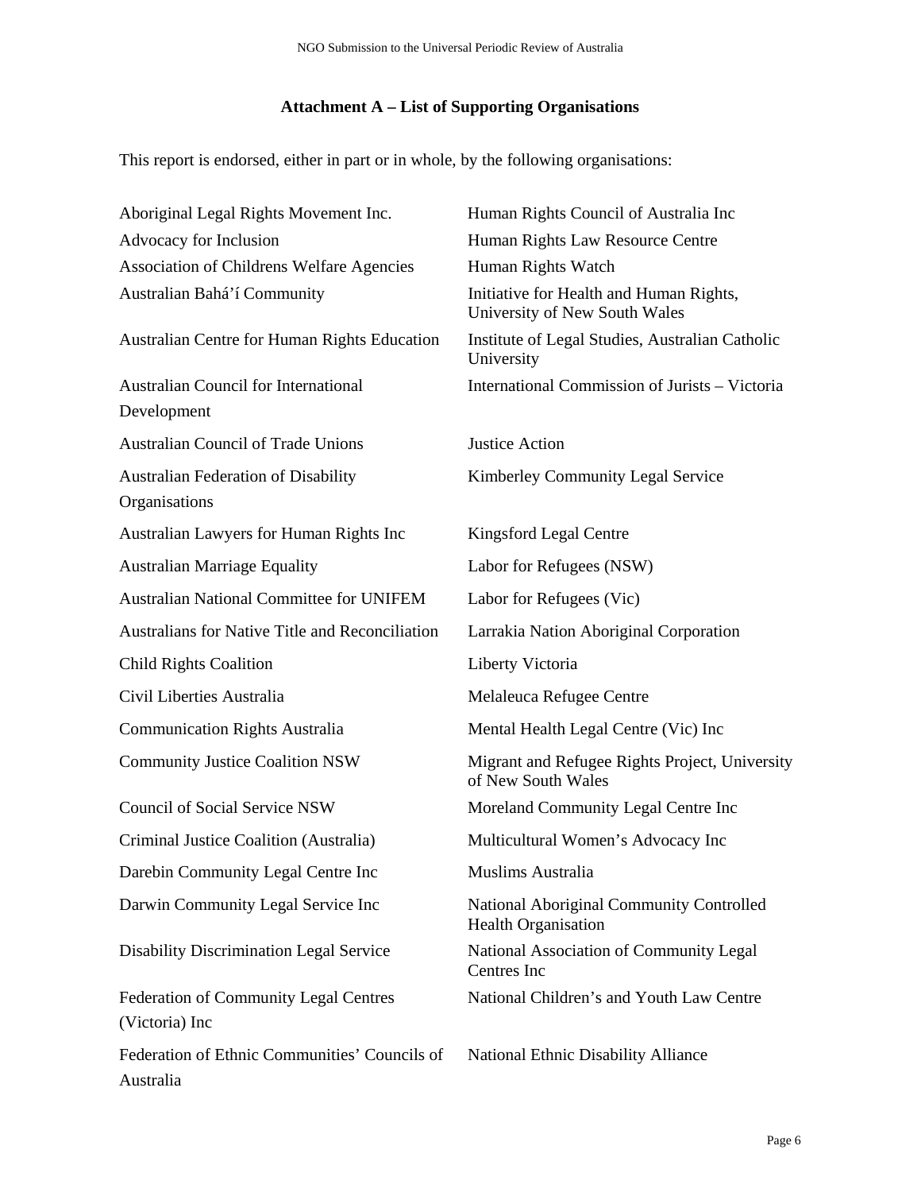## Attachment A – List of Supporting Organisations

This report is endorsed, either in part or in whole, by the following organisations:

Aboriginal Legal Rights Movement Inc.

Advocacy for Inclusion

Association of Childrens Welfare Agencies

Australian Bahá'í Community

Australian Centre for Human Rights Education

Australian Council for International Development

Australian Council of Trade Unions

Australian Federation of Disability Organisations

Australian Lawyers for Human Rights Inc

Australian Marriage Equality

Australian National Committee for UNIFEM

Australians for Native Title and Reconciliation

Child Rights Coalition

Civil Liberties Australia

Communication Rights Australia

Community Justice Coalition NSW

Council of Social Service NSW

Criminal Justice Coalition (Australia)

Darebin Community Legal Centre Inc

Darwin Community Legal Service Inc

Disability Discrimination Legal Service

Federation of Community Legal Centres (Victoria) Inc

Federation of Ethnic Communities' Councils of Australia

Human Rights Council of Australia Inc

Human Rights Law Resource Centre

Human Rights Watch

Initiative for Health and Human Rights, University of New South Wales

Institute of Legal Studies, Australian Catholic University

International Commission of Jurists – Victoria

Justice Action

Kimberley Community Legal Service

Kingsford Legal Centre

Labor for Refugees (NSW)

Labor for Refugees (Vic)

Larrakia Nation Aboriginal Corporation

Liberty Victoria

Melaleuca Refugee Centre

Mental Health Legal Centre (Vic) Inc

Migrant and Refugee Rights Project, University of New South Wales

Moreland Community Legal Centre Inc

Multicultural Women's Advocacy Inc

Muslims Australia

National Aboriginal Community Controlled Health Organisation

National Association of Community Legal Centres Inc

National Children's and Youth Law Centre

National Ethnic Disability Alliance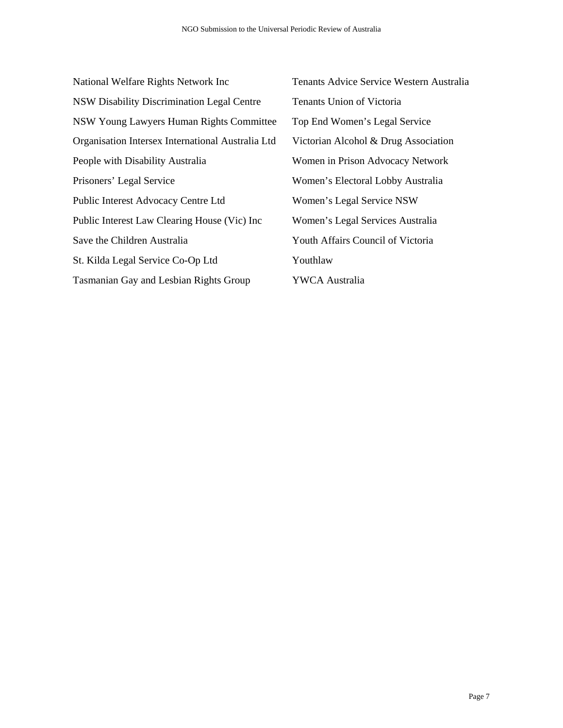National Welfare Rights Network Inc

NSW Disability Discrimination Legal Centre

NSW Young Lawyers Human Rights Committee

Organisation Intersex International Australia Ltd

People with Disability Australia

Prisoners' Legal Service

Public Interest Advocacy Centre Ltd

Public Interest Law Clearing House (Vic) Inc

Save the Children Australia

St. Kilda Legal Service Co-Op Ltd

Tasmanian Gay and Lesbian Rights Group

Tenants Advice Service Western Australia

Tenants Union of Victoria

Top End Women's Legal Service

Victorian Alcohol & Drug Association

Women in Prison Advocacy Network

Women's Electoral Lobby Australia

Women's Legal Service NSW

Women's Legal Services Australia

Youth Affairs Council of Victoria

Youthlaw

YWCA Australia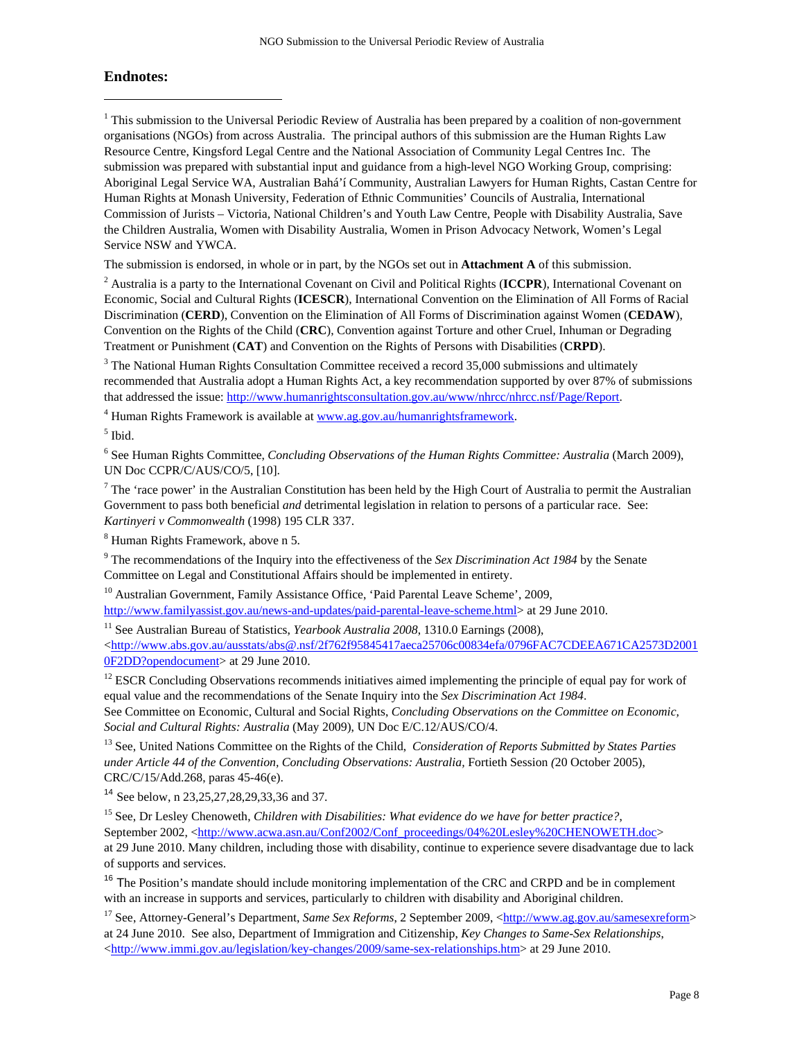## Endnotes:

[1] This submission to the Universal Periodic Review of Australia has been prepared by a coalition of non-government organisations (NGOs) from across Australia. The principal authors of this submission are the Human Rights Law Resource Centre, Kingsford Legal Centre and the National Association of Community Legal Centres Inc. The submission was prepared with substantial input and guidance from a high-level NGO Working Group, comprising: Aboriginal Legal Service WA, Australian Bahá'í Community, Australian Lawyers for Human Rights, Castan Centre for Human Rights at Monash University, Federation of Ethnic Communities' Councils of Australia, International Commission of Jurists – Victoria, National Children's and Youth Law Centre, People with Disability Australia, Save the Children Australia, Women with Disability Australia, Women in Prison Advocacy Network, Women's Legal Service NSW and YWCA.

The submission is endorsed, in whole or in part, by the NGOs set out in **Attachment A** of this submission.

[2] Australia is a party to the International Covenant on Civil and Political Rights (**ICCPR**), International Covenant on Economic, Social and Cultural Rights (**ICESCR**), International Convention on the Elimination of All Forms of Racial Discrimination (**CERD**), Convention on the Elimination of All Forms of Discrimination against Women (**CEDAW**), Convention on the Rights of the Child (**CRC**), Convention against Torture and other Cruel, Inhuman or Degrading Treatment or Punishment (**CAT**) and Convention on the Rights of Persons with Disabilities (**CRPD**).

[3] The National Human Rights Consultation Committee received a record 35,000 submissions and ultimately recommended that Australia adopt a Human Rights Act, a key recommendation supported by over 87% of submissions that addressed the issue: http://www.humanrightsconsultation.gov.au/www/nhrcc/nhrcc.nsf/Page/Report.

[4] Human Rights Framework is available at www.ag.gov.au/humanrightsframework.

[5] Ibid.

[6] See Human Rights Committee, *Concluding Observations of the Human Rights Committee: Australia* (March 2009), UN Doc CCPR/C/AUS/CO/5, [10].

[7] The 'race power' in the Australian Constitution has been held by the High Court of Australia to permit the Australian Government to pass both beneficial *and* detrimental legislation in relation to persons of a particular race. See: *Kartinyeri v Commonwealth* (1998) 195 CLR 337.

[8] Human Rights Framework, above n 5.

[9] The recommendations of the Inquiry into the effectiveness of the *Sex Discrimination Act 1984* by the Senate Committee on Legal and Constitutional Affairs should be implemented in entirety.

[10] Australian Government, Family Assistance Office, 'Paid Parental Leave Scheme', 2009, http://www.familyassist.gov.au/news-and-updates/paid-parental-leave-scheme.html> at 29 June 2010.

[11] See Australian Bureau of Statistics, *Yearbook Australia 2008*, 1310.0 Earnings (2008), <http://www.abs.gov.au/ausstats/abs@.nsf/2f762f95845417aeca25706c00834efa/0796FAC7CDEEA671CA2573D20010F2DD?opendocument> at 29 June 2010.

[12] ESCR Concluding Observations recommends initiatives aimed implementing the principle of equal pay for work of equal value and the recommendations of the Senate Inquiry into the *Sex Discrimination Act 1984*. See Committee on Economic, Cultural and Social Rights, *Concluding Observations on the Committee on Economic, Social and Cultural Rights: Australia* (May 2009), UN Doc E/C.12/AUS/CO/4.

[13] See, United Nations Committee on the Rights of the Child, *Consideration of Reports Submitted by States Parties under Article 44 of the Convention, Concluding Observations: Australia*, Fortieth Session *(*20 October 2005), CRC/C/15/Add.268, paras 45-46(e).

[14] See below, n 23,25,27,28,29,33,36 and 37.

[15] See, Dr Lesley Chenoweth, *Children with Disabilities: What evidence do we have for better practice?*, September 2002, <http://www.acwa.asn.au/Conf2002/Conf_proceedings/04%20Lesley%20CHENOWETH.doc> at 29 June 2010. Many children, including those with disability, continue to experience severe disadvantage due to lack of supports and services.

[16] The Position's mandate should include monitoring implementation of the CRC and CRPD and be in complement with an increase in supports and services, particularly to children with disability and Aboriginal children.

[17] See, Attorney-General's Department, *Same Sex Reforms*, 2 September 2009, <http://www.ag.gov.au/samesexreform> at 24 June 2010. See also, Department of Immigration and Citizenship, *Key Changes to Same-Sex Relationships*, <http://www.immi.gov.au/legislation/key-changes/2009/same-sex-relationships.htm> at 29 June 2010.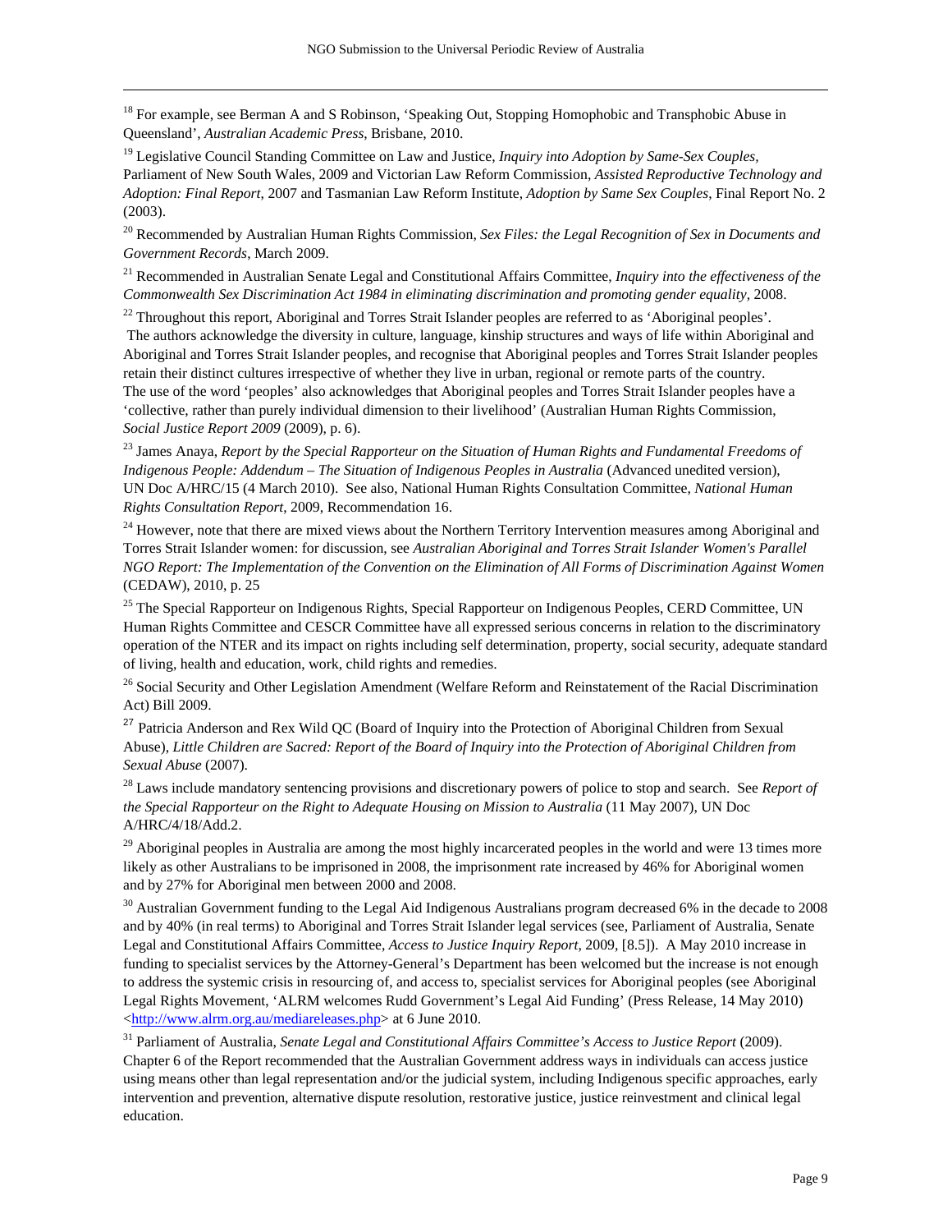[18] For example, see Berman A and S Robinson, 'Speaking Out, Stopping Homophobic and Transphobic Abuse in Queensland', *Australian Academic Press*, Brisbane, 2010.

[19] Legislative Council Standing Committee on Law and Justice, *Inquiry into Adoption by Same-Sex Couples*, Parliament of New South Wales, 2009 and Victorian Law Reform Commission, *Assisted Reproductive Technology and Adoption: Final Report*, 2007 and Tasmanian Law Reform Institute, *Adoption by Same Sex Couples*, Final Report No. 2 (2003).

[20] Recommended by Australian Human Rights Commission, *Sex Files: the Legal Recognition of Sex in Documents and Government Records*, March 2009.

[21] Recommended in Australian Senate Legal and Constitutional Affairs Committee, *Inquiry into the effectiveness of the Commonwealth Sex Discrimination Act 1984 in eliminating discrimination and promoting gender equality*, 2008.

[22] Throughout this report, Aboriginal and Torres Strait Islander peoples are referred to as 'Aboriginal peoples'. The authors acknowledge the diversity in culture, language, kinship structures and ways of life within Aboriginal and Aboriginal and Torres Strait Islander peoples, and recognise that Aboriginal peoples and Torres Strait Islander peoples retain their distinct cultures irrespective of whether they live in urban, regional or remote parts of the country. The use of the word 'peoples' also acknowledges that Aboriginal peoples and Torres Strait Islander peoples have a 'collective, rather than purely individual dimension to their livelihood' (Australian Human Rights Commission, *Social Justice Report 2009* (2009), p. 6).

[23] James Anaya, *Report by the Special Rapporteur on the Situation of Human Rights and Fundamental Freedoms of Indigenous People: Addendum – The Situation of Indigenous Peoples in Australia* (Advanced unedited version), UN Doc A/HRC/15 (4 March 2010). See also, National Human Rights Consultation Committee, *National Human Rights Consultation Report*, 2009, Recommendation 16.

[24] However, note that there are mixed views about the Northern Territory Intervention measures among Aboriginal and Torres Strait Islander women: for discussion, see *Australian Aboriginal and Torres Strait Islander Women's Parallel NGO Report: The Implementation of the Convention on the Elimination of All Forms of Discrimination Against Women* (CEDAW), 2010, p. 25

[25] The Special Rapporteur on Indigenous Rights, Special Rapporteur on Indigenous Peoples, CERD Committee, UN Human Rights Committee and CESCR Committee have all expressed serious concerns in relation to the discriminatory operation of the NTER and its impact on rights including self determination, property, social security, adequate standard of living, health and education, work, child rights and remedies.

[26] Social Security and Other Legislation Amendment (Welfare Reform and Reinstatement of the Racial Discrimination Act) Bill 2009.

[27] Patricia Anderson and Rex Wild QC (Board of Inquiry into the Protection of Aboriginal Children from Sexual Abuse), *Little Children are Sacred: Report of the Board of Inquiry into the Protection of Aboriginal Children from Sexual Abuse* (2007).

[28] Laws include mandatory sentencing provisions and discretionary powers of police to stop and search. See *Report of the Special Rapporteur on the Right to Adequate Housing on Mission to Australia* (11 May 2007), UN Doc A/HRC/4/18/Add.2.

[29] Aboriginal peoples in Australia are among the most highly incarcerated peoples in the world and were 13 times more likely as other Australians to be imprisoned in 2008, the imprisonment rate increased by 46% for Aboriginal women and by 27% for Aboriginal men between 2000 and 2008.

[30] Australian Government funding to the Legal Aid Indigenous Australians program decreased 6% in the decade to 2008 and by 40% (in real terms) to Aboriginal and Torres Strait Islander legal services (see, Parliament of Australia, Senate Legal and Constitutional Affairs Committee, *Access to Justice Inquiry Report*, 2009, [8.5]). A May 2010 increase in funding to specialist services by the Attorney-General's Department has been welcomed but the increase is not enough to address the systemic crisis in resourcing of, and access to, specialist services for Aboriginal peoples (see Aboriginal Legal Rights Movement, 'ALRM welcomes Rudd Government's Legal Aid Funding' (Press Release, 14 May 2010) <http://www.alrm.org.au/mediareleases.php> at 6 June 2010.

[31] Parliament of Australia, *Senate Legal and Constitutional Affairs Committee's Access to Justice Report* (2009). Chapter 6 of the Report recommended that the Australian Government address ways in individuals can access justice using means other than legal representation and/or the judicial system, including Indigenous specific approaches, early intervention and prevention, alternative dispute resolution, restorative justice, justice reinvestment and clinical legal education.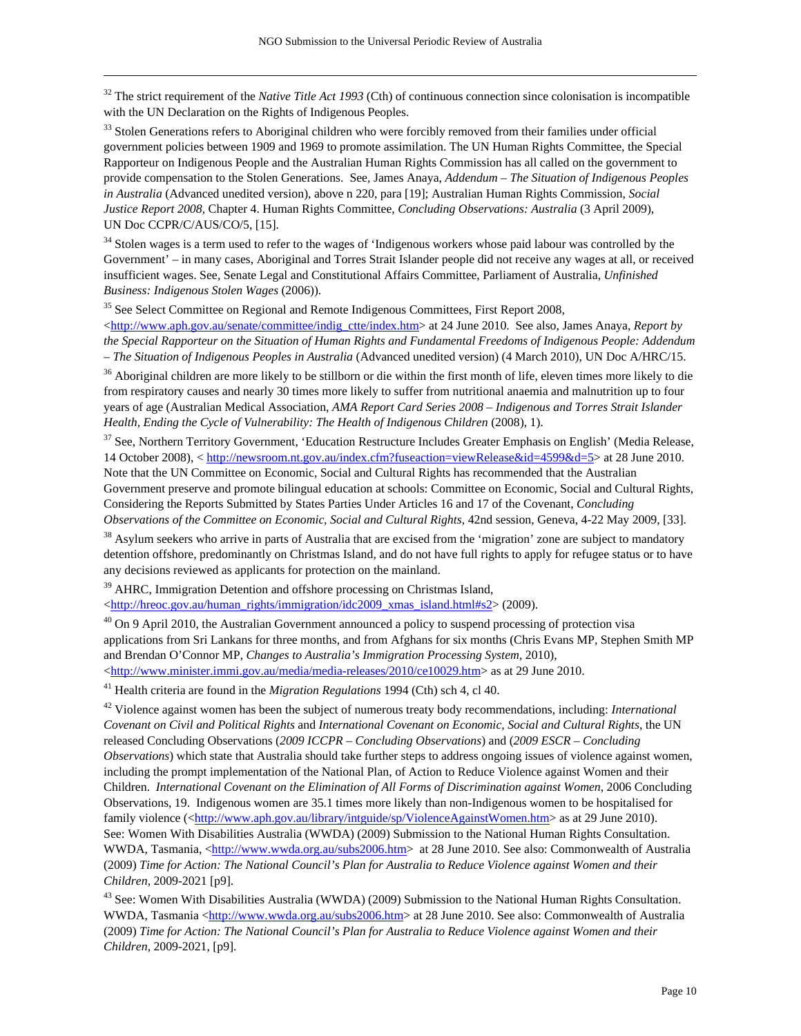[32] The strict requirement of the *Native Title Act 1993* (Cth) of continuous connection since colonisation is incompatible with the UN Declaration on the Rights of Indigenous Peoples.

[33] Stolen Generations refers to Aboriginal children who were forcibly removed from their families under official government policies between 1909 and 1969 to promote assimilation. The UN Human Rights Committee, the Special Rapporteur on Indigenous People and the Australian Human Rights Commission has all called on the government to provide compensation to the Stolen Generations. See, James Anaya, *Addendum – The Situation of Indigenous Peoples in Australia* (Advanced unedited version), above n 220, para [19]; Australian Human Rights Commission, *Social Justice Report 2008*, Chapter 4. Human Rights Committee, *Concluding Observations: Australia* (3 April 2009), UN Doc CCPR/C/AUS/CO/5, [15].

[34] Stolen wages is a term used to refer to the wages of 'Indigenous workers whose paid labour was controlled by the Government' – in many cases, Aboriginal and Torres Strait Islander people did not receive any wages at all, or received insufficient wages. See, Senate Legal and Constitutional Affairs Committee, Parliament of Australia, *Unfinished Business: Indigenous Stolen Wages* (2006)).

[35] See Select Committee on Regional and Remote Indigenous Committees, First Report 2008, <http://www.aph.gov.au/senate/committee/indig_ctte/index.htm> at 24 June 2010. See also, James Anaya, *Report by the Special Rapporteur on the Situation of Human Rights and Fundamental Freedoms of Indigenous People: Addendum – The Situation of Indigenous Peoples in Australia* (Advanced unedited version) (4 March 2010), UN Doc A/HRC/15.

[36] Aboriginal children are more likely to be stillborn or die within the first month of life, eleven times more likely to die from respiratory causes and nearly 30 times more likely to suffer from nutritional anaemia and malnutrition up to four years of age (Australian Medical Association, *AMA Report Card Series 2008 – Indigenous and Torres Strait Islander Health, Ending the Cycle of Vulnerability: The Health of Indigenous Children* (2008), 1).

[37] See, Northern Territory Government, 'Education Restructure Includes Greater Emphasis on English' (Media Release, 14 October 2008), < http://newsroom.nt.gov.au/index.cfm?fuseaction=viewRelease&id=4599&d=5> at 28 June 2010. Note that the UN Committee on Economic, Social and Cultural Rights has recommended that the Australian Government preserve and promote bilingual education at schools: Committee on Economic, Social and Cultural Rights, Considering the Reports Submitted by States Parties Under Articles 16 and 17 of the Covenant, *Concluding Observations of the Committee on Economic, Social and Cultural Rights*, 42nd session, Geneva, 4-22 May 2009, [33].

[38] Asylum seekers who arrive in parts of Australia that are excised from the 'migration' zone are subject to mandatory detention offshore, predominantly on Christmas Island, and do not have full rights to apply for refugee status or to have any decisions reviewed as applicants for protection on the mainland.

[39] AHRC, Immigration Detention and offshore processing on Christmas Island, <http://hreoc.gov.au/human_rights/immigration/idc2009_xmas_island.html#s2> (2009).

[40] On 9 April 2010, the Australian Government announced a policy to suspend processing of protection visa applications from Sri Lankans for three months, and from Afghans for six months (Chris Evans MP, Stephen Smith MP and Brendan O'Connor MP, *Changes to Australia's Immigration Processing System*, 2010), <http://www.minister.immi.gov.au/media/media-releases/2010/ce10029.htm> as at 29 June 2010.

[41] Health criteria are found in the *Migration Regulations* 1994 (Cth) sch 4, cl 40.

[42] Violence against women has been the subject of numerous treaty body recommendations, including: *International Covenant on Civil and Political Rights* and *International Covenant on Economic, Social and Cultural Rights*, the UN released Concluding Observations (*2009 ICCPR – Concluding Observations*) and (*2009 ESCR – Concluding Observations*) which state that Australia should take further steps to address ongoing issues of violence against women, including the prompt implementation of the National Plan, of Action to Reduce Violence against Women and their Children. *International Covenant on the Elimination of All Forms of Discrimination against Women*, 2006 Concluding Observations, 19. Indigenous women are 35.1 times more likely than non-Indigenous women to be hospitalised for family violence (<http://www.aph.gov.au/library/intguide/sp/ViolenceAgainstWomen.htm> as at 29 June 2010). See: Women With Disabilities Australia (WWDA) (2009) Submission to the National Human Rights Consultation. WWDA, Tasmania, <http://www.wwda.org.au/subs2006.htm> at 28 June 2010. See also: Commonwealth of Australia (2009) *Time for Action: The National Council's Plan for Australia to Reduce Violence against Women and their Children*, 2009-2021 [p9].

[43] See: Women With Disabilities Australia (WWDA) (2009) Submission to the National Human Rights Consultation. WWDA, Tasmania <http://www.wwda.org.au/subs2006.htm> at 28 June 2010. See also: Commonwealth of Australia (2009) *Time for Action: The National Council's Plan for Australia to Reduce Violence against Women and their Children,* 2009-2021, [p9].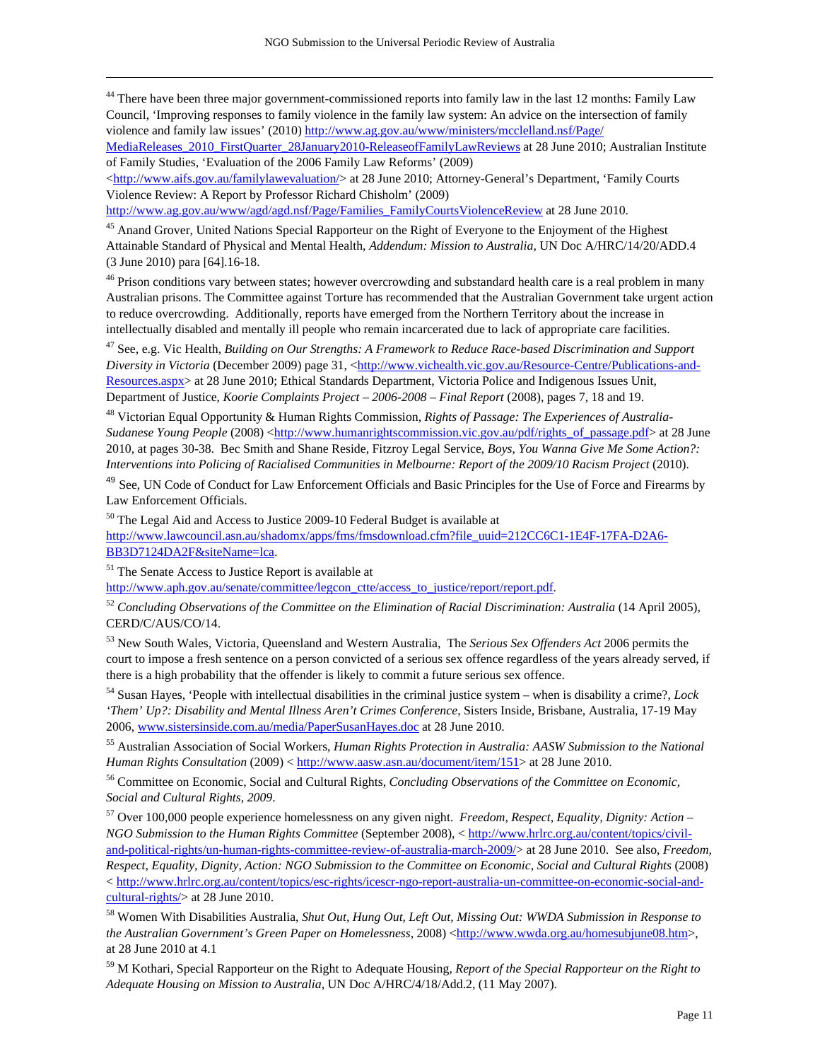[44] There have been three major government-commissioned reports into family law in the last 12 months: Family Law Council, 'Improving responses to family violence in the family law system: An advice on the intersection of family violence and family law issues' (2010) http://www.ag.gov.au/www/ministers/mcclelland.nsf/Page/MediaReleases_2010_FirstQuarter_28January2010-ReleaseofFamilyLawReviews at 28 June 2010; Australian Institute of Family Studies, 'Evaluation of the 2006 Family Law Reforms' (2009) <http://www.aifs.gov.au/familylawevaluation/> at 28 June 2010; Attorney-General's Department, 'Family Courts Violence Review: A Report by Professor Richard Chisholm' (2009) http://www.ag.gov.au/www/agd/agd.nsf/Page/Families_FamilyCourtsViolenceReview at 28 June 2010.

[45] Anand Grover, United Nations Special Rapporteur on the Right of Everyone to the Enjoyment of the Highest Attainable Standard of Physical and Mental Health, *Addendum: Mission to Australia*, UN Doc A/HRC/14/20/ADD.4 (3 June 2010) para [64].16-18.

[46] Prison conditions vary between states; however overcrowding and substandard health care is a real problem in many Australian prisons. The Committee against Torture has recommended that the Australian Government take urgent action to reduce overcrowding. Additionally, reports have emerged from the Northern Territory about the increase in intellectually disabled and mentally ill people who remain incarcerated due to lack of appropriate care facilities.

[47] See, e.g. Vic Health, *Building on Our Strengths: A Framework to Reduce Race-based Discrimination and Support Diversity in Victoria* (December 2009) page 31, <http://www.vichealth.vic.gov.au/Resource-Centre/Publications-and-Resources.aspx> at 28 June 2010; Ethical Standards Department, Victoria Police and Indigenous Issues Unit, Department of Justice, *Koorie Complaints Project – 2006-2008 – Final Report* (2008), pages 7, 18 and 19.

[48] Victorian Equal Opportunity & Human Rights Commission, *Rights of Passage: The Experiences of Australia-Sudanese Young People* (2008) <http://www.humanrightscommission.vic.gov.au/pdf/rights_of_passage.pdf> at 28 June 2010, at pages 30-38. Bec Smith and Shane Reside, Fitzroy Legal Service, *Boys, You Wanna Give Me Some Action?: Interventions into Policing of Racialised Communities in Melbourne: Report of the 2009/10 Racism Project* (2010).

[49] See, UN Code of Conduct for Law Enforcement Officials and Basic Principles for the Use of Force and Firearms by Law Enforcement Officials.

[50] The Legal Aid and Access to Justice 2009-10 Federal Budget is available at http://www.lawcouncil.asn.au/shadomx/apps/fms/fmsdownload.cfm?file_uuid=212CC6C1-1E4F-17FA-D2A6-BB3D7124DA2F&siteName=lca.

[51] The Senate Access to Justice Report is available at http://www.aph.gov.au/senate/committee/legcon_ctte/access_to_justice/report/report.pdf.

[52] *Concluding Observations of the Committee on the Elimination of Racial Discrimination: Australia* (14 April 2005), CERD/C/AUS/CO/14.

[53] New South Wales, Victoria, Queensland and Western Australia, The *Serious Sex Offenders Act* 2006 permits the court to impose a fresh sentence on a person convicted of a serious sex offence regardless of the years already served, if there is a high probability that the offender is likely to commit a future serious sex offence.

[54] Susan Hayes, 'People with intellectual disabilities in the criminal justice system – when is disability a crime?, *Lock 'Them' Up?: Disability and Mental Illness Aren't Crimes Conference*, Sisters Inside, Brisbane, Australia, 17-19 May 2006, www.sistersinside.com.au/media/PaperSusanHayes.doc at 28 June 2010.

[55] Australian Association of Social Workers, *Human Rights Protection in Australia: AASW Submission to the National Human Rights Consultation* (2009) < http://www.aasw.asn.au/document/item/151> at 28 June 2010.

[56] Committee on Economic, Social and Cultural Rights, *Concluding Observations of the Committee on Economic, Social and Cultural Rights, 2009*.

[57] Over 100,000 people experience homelessness on any given night. *Freedom, Respect, Equality, Dignity: Action – NGO Submission to the Human Rights Committee* (September 2008), < http://www.hrlrc.org.au/content/topics/civil-and-political-rights/un-human-rights-committee-review-of-australia-march-2009/> at 28 June 2010. See also, *Freedom, Respect, Equality, Dignity, Action: NGO Submission to the Committee on Economic, Social and Cultural Rights* (2008) < http://www.hrlrc.org.au/content/topics/esc-rights/icescr-ngo-report-australia-un-committee-on-economic-social-and-cultural-rights/> at 28 June 2010.

[58] Women With Disabilities Australia, *Shut Out, Hung Out, Left Out, Missing Out: WWDA Submission in Response to the Australian Government's Green Paper on Homelessness*, 2008) <http://www.wwda.org.au/homesubjune08.htm>, at 28 June 2010 at 4.1

[59] M Kothari, Special Rapporteur on the Right to Adequate Housing, *Report of the Special Rapporteur on the Right to Adequate Housing on Mission to Australia*, UN Doc A/HRC/4/18/Add.2, (11 May 2007).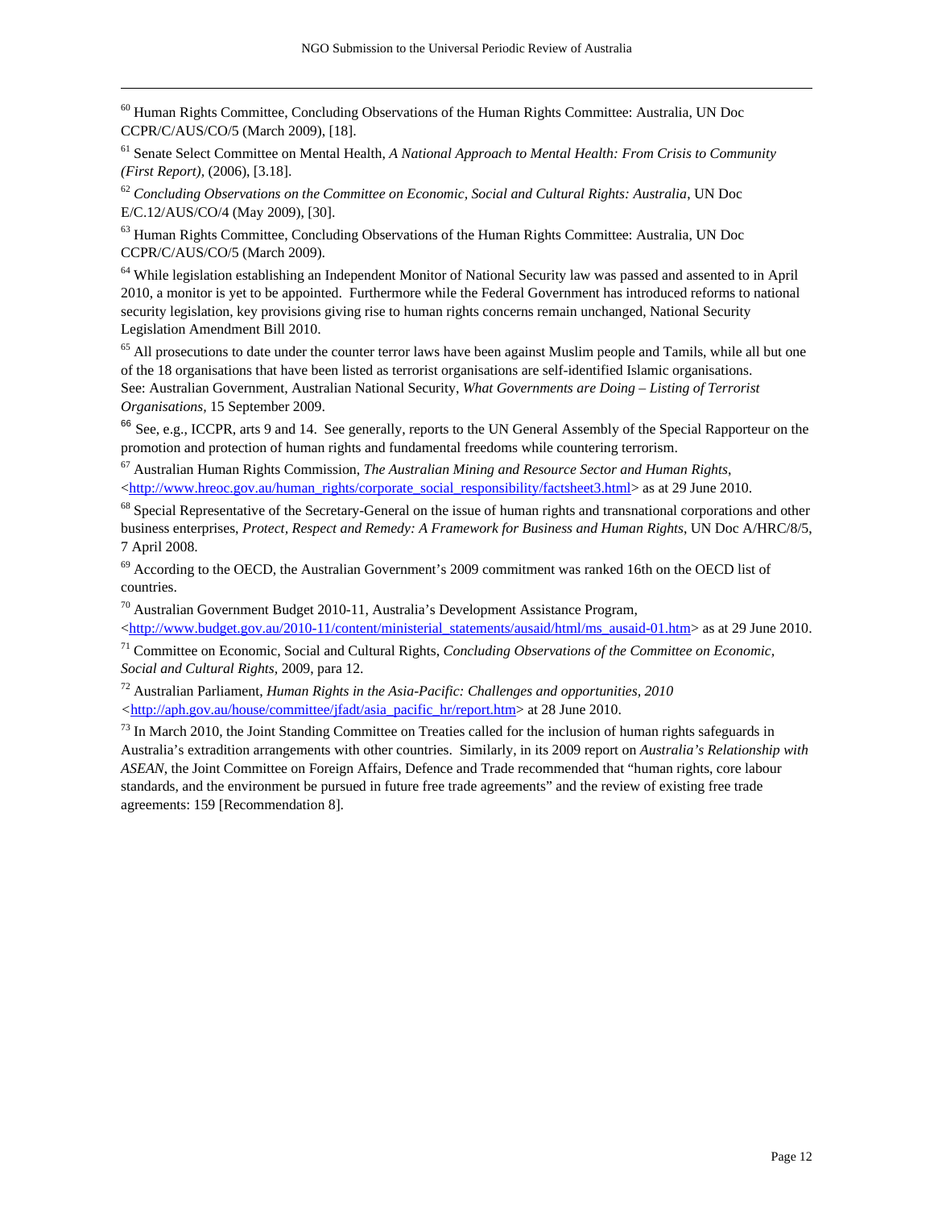[60] Human Rights Committee, Concluding Observations of the Human Rights Committee: Australia, UN Doc CCPR/C/AUS/CO/5 (March 2009), [18].

[61] Senate Select Committee on Mental Health, *A National Approach to Mental Health: From Crisis to Community (First Report),* (2006), [3.18].

[62] *Concluding Observations on the Committee on Economic, Social and Cultural Rights: Australia*, UN Doc E/C.12/AUS/CO/4 (May 2009), [30].

[63] Human Rights Committee, Concluding Observations of the Human Rights Committee: Australia, UN Doc CCPR/C/AUS/CO/5 (March 2009).

[64] While legislation establishing an Independent Monitor of National Security law was passed and assented to in April 2010, a monitor is yet to be appointed. Furthermore while the Federal Government has introduced reforms to national security legislation, key provisions giving rise to human rights concerns remain unchanged, National Security Legislation Amendment Bill 2010.

[65] All prosecutions to date under the counter terror laws have been against Muslim people and Tamils, while all but one of the 18 organisations that have been listed as terrorist organisations are self-identified Islamic organisations. See: Australian Government, Australian National Security, *What Governments are Doing – Listing of Terrorist Organisations,* 15 September 2009.

[66] See, e.g., ICCPR, arts 9 and 14. See generally, reports to the UN General Assembly of the Special Rapporteur on the promotion and protection of human rights and fundamental freedoms while countering terrorism.

[67] Australian Human Rights Commission, *The Australian Mining and Resource Sector and Human Rights*, <http://www.hreoc.gov.au/human_rights/corporate_social_responsibility/factsheet3.html> as at 29 June 2010.

[68] Special Representative of the Secretary-General on the issue of human rights and transnational corporations and other business enterprises, *Protect, Respect and Remedy: A Framework for Business and Human Rights*, UN Doc A/HRC/8/5, 7 April 2008.

[69] According to the OECD, the Australian Government's 2009 commitment was ranked 16th on the OECD list of countries.

[70] Australian Government Budget 2010-11, Australia's Development Assistance Program, <http://www.budget.gov.au/2010-11/content/ministerial_statements/ausaid/html/ms_ausaid-01.htm> as at 29 June 2010.

[71] Committee on Economic, Social and Cultural Rights, *Concluding Observations of the Committee on Economic, Social and Cultural Rights,* 2009, para 12.

[72] Australian Parliament, *Human Rights in the Asia-Pacific: Challenges and opportunities, 2010* <http://aph.gov.au/house/committee/jfadt/asia_pacific_hr/report.htm> at 28 June 2010.

[73] In March 2010, the Joint Standing Committee on Treaties called for the inclusion of human rights safeguards in Australia's extradition arrangements with other countries. Similarly, in its 2009 report on *Australia's Relationship with ASEAN*, the Joint Committee on Foreign Affairs, Defence and Trade recommended that "human rights, core labour standards, and the environment be pursued in future free trade agreements" and the review of existing free trade agreements: 159 [Recommendation 8].